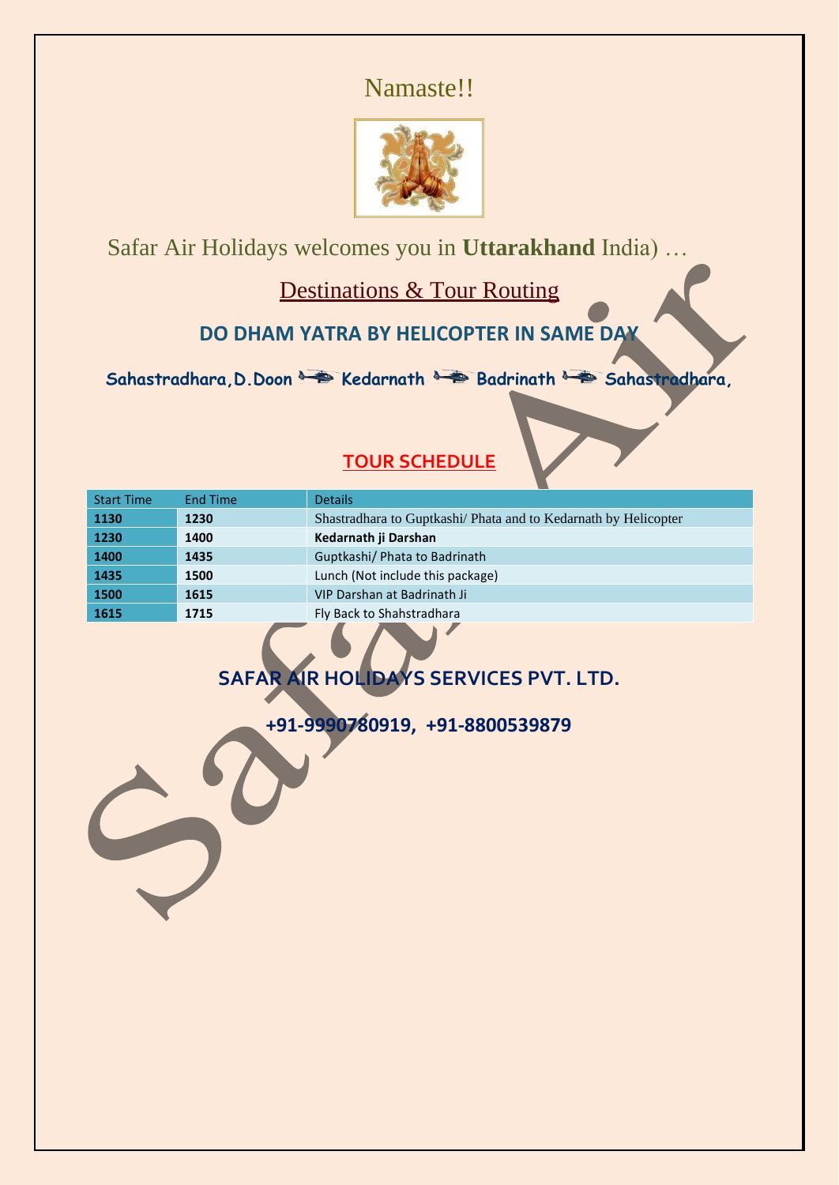# Namaste!!

Safar Air Holidays welcomes you in **Uttarakhand** India) …

## Destinations & Tour Routing

### DO DHAM YATRA BY HELICOPTER IN SAME DAY

**Sahastradhara,D.Doon → Kedarnath → Badrinath → Sahastradhara,**

### TOUR SCHEDULE

| Start Time | End Time | Details |
|---|---|---|
| 1130 | 1230 | Shastradhara to Guptkashi/ Phata and to Kedarnath by Helicopter |
| 1230 | 1400 | **Kedarnath ji Darshan** |
| 1400 | 1435 | Guptkashi/ Phata to Badrinath |
| 1435 | 1500 | Lunch (Not include this package) |
| 1500 | 1615 | VIP Darshan at Badrinath Ji |
| 1615 | 1715 | Fly Back to Shahstradhara |

**SAFAR AIR HOLIDAYS SERVICES PVT. LTD.**

**+91-9990780919, +91-8800539879**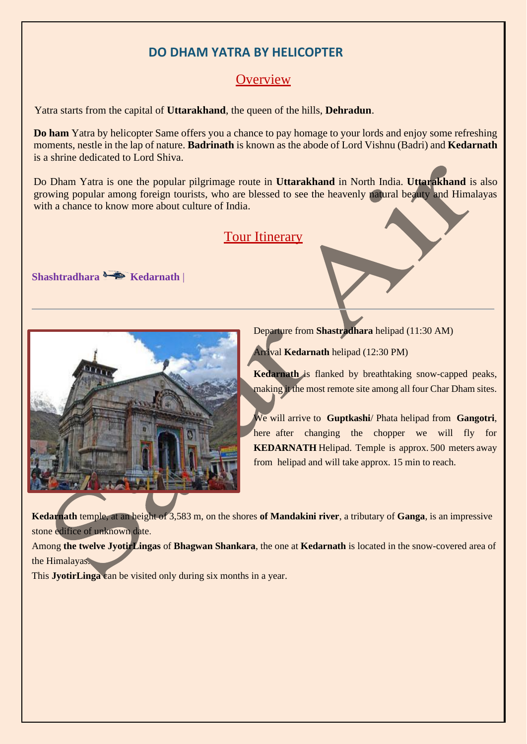# DO DHAM YATRA BY HELICOPTER

## Overview

Yatra starts from the capital of **Uttarakhand**, the queen of the hills, **Dehradun**.

**Do ham** Yatra by helicopter Same offers you a chance to pay homage to your lords and enjoy some refreshing moments, nestle in the lap of nature. **Badrinath** is known as the abode of Lord Vishnu (Badri) and **Kedarnath** is a shrine dedicated to Lord Shiva.

Do Dham Yatra is one the popular pilgrimage route in **Uttarakhand** in North India. **Uttarakhand** is also growing popular among foreign tourists, who are blessed to see the heavenly natural beauty and Himalayas with a chance to know more about culture of India.

## Tour Itinerary

### Shashtradhara Kedarnath |

---

Departure from **Shastradhara** helipad (11:30 AM)

Arrival **Kedarnath** helipad (12:30 PM)

**Kedarnath** is flanked by breathtaking snow-capped peaks, making it the most remote site among all four Char Dham sites.

We will arrive to **Guptkashi**/ Phata helipad from **Gangotri**, here after changing the chopper we will fly for **KEDARNATH** Helipad. Temple is approx. 500 meters away from helipad and will take approx. 15 min to reach.

**Kedarnath** temple, at an height of 3,583 m, on the shores **of Mandakini river**, a tributary of **Ganga**, is an impressive stone edifice of unknown date.

Among **the twelve JyotirLingas** of **Bhagwan Shankara**, the one at **Kedarnath** is located in the snow-covered area of the Himalayas.

This **JyotirLinga** can be visited only during six months in a year.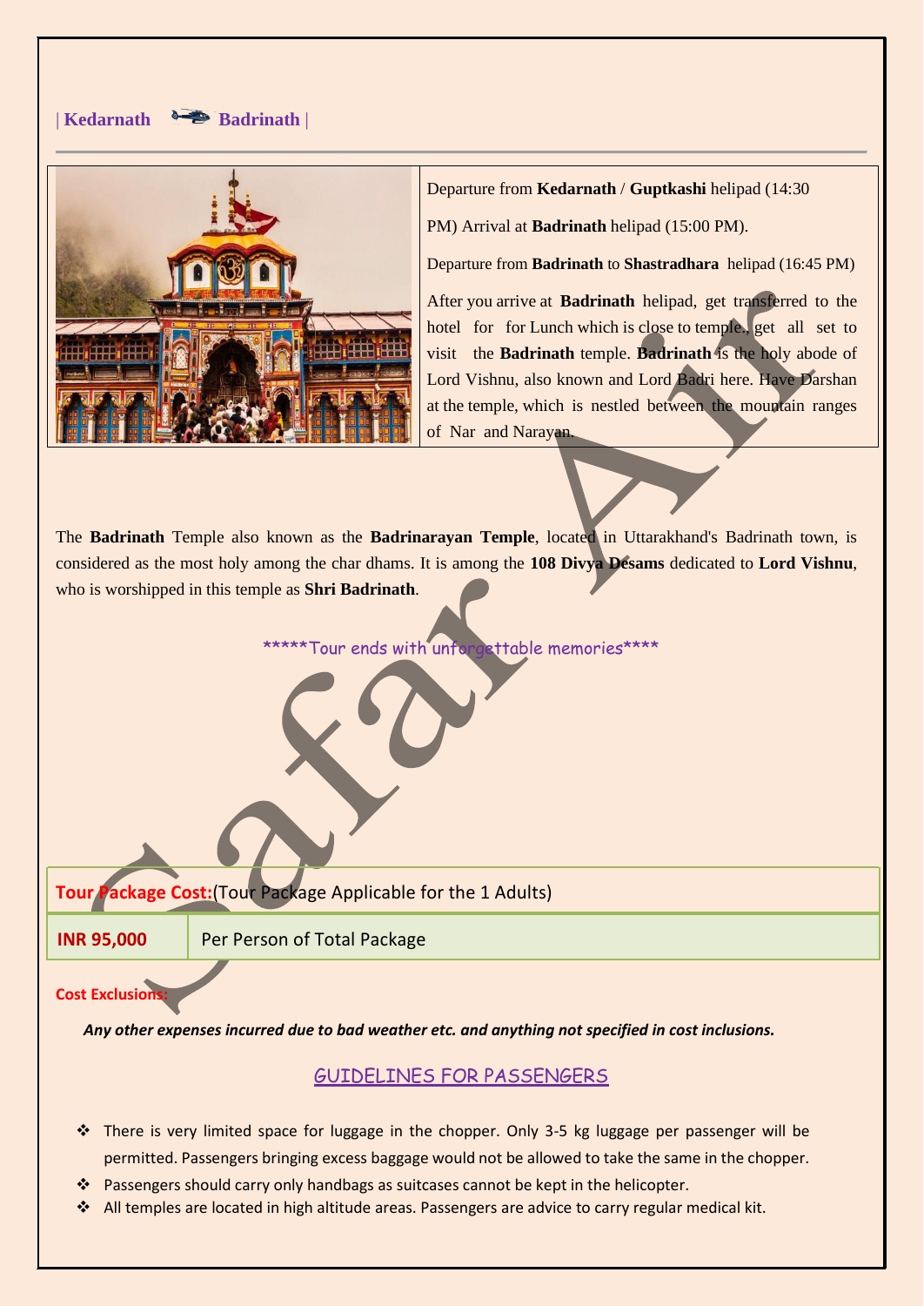| Kedarnath Badrinath |

Departure from **Kedarnath** / **Guptkashi** helipad (14:30 PM) Arrival at **Badrinath** helipad (15:00 PM).

Departure from **Badrinath** to **Shastradhara** helipad (16:45 PM)

After you arrive at **Badrinath** helipad, get transferred to the hotel for for Lunch which is close to temple., get all set to visit the **Badrinath** temple. **Badrinath** is the holy abode of Lord Vishnu, also known and Lord Badri here. Have Darshan at the temple, which is nestled between the mountain ranges of Nar and Narayan.

The **Badrinath** Temple also known as the **Badrinarayan Temple**, located in Uttarakhand's Badrinath town, is considered as the most holy among the char dhams. It is among the **108 Divya Desams** dedicated to **Lord Vishnu**, who is worshipped in this temple as **Shri Badrinath**.

*****Tour ends with unforgettable memories****

| **Tour Package Cost:**(Tour Package Applicable for the 1 Adults) | |
|---|---|
| **INR 95,000** | Per Person of Total Package |

**Cost Exclusions:**

***Any other expenses incurred due to bad weather etc. and anything not specified in cost inclusions.***

## GUIDELINES FOR PASSENGERS

- There is very limited space for luggage in the chopper. Only 3-5 kg luggage per passenger will be permitted. Passengers bringing excess baggage would not be allowed to take the same in the chopper.
- Passengers should carry only handbags as suitcases cannot be kept in the helicopter.
- All temples are located in high altitude areas. Passengers are advice to carry regular medical kit.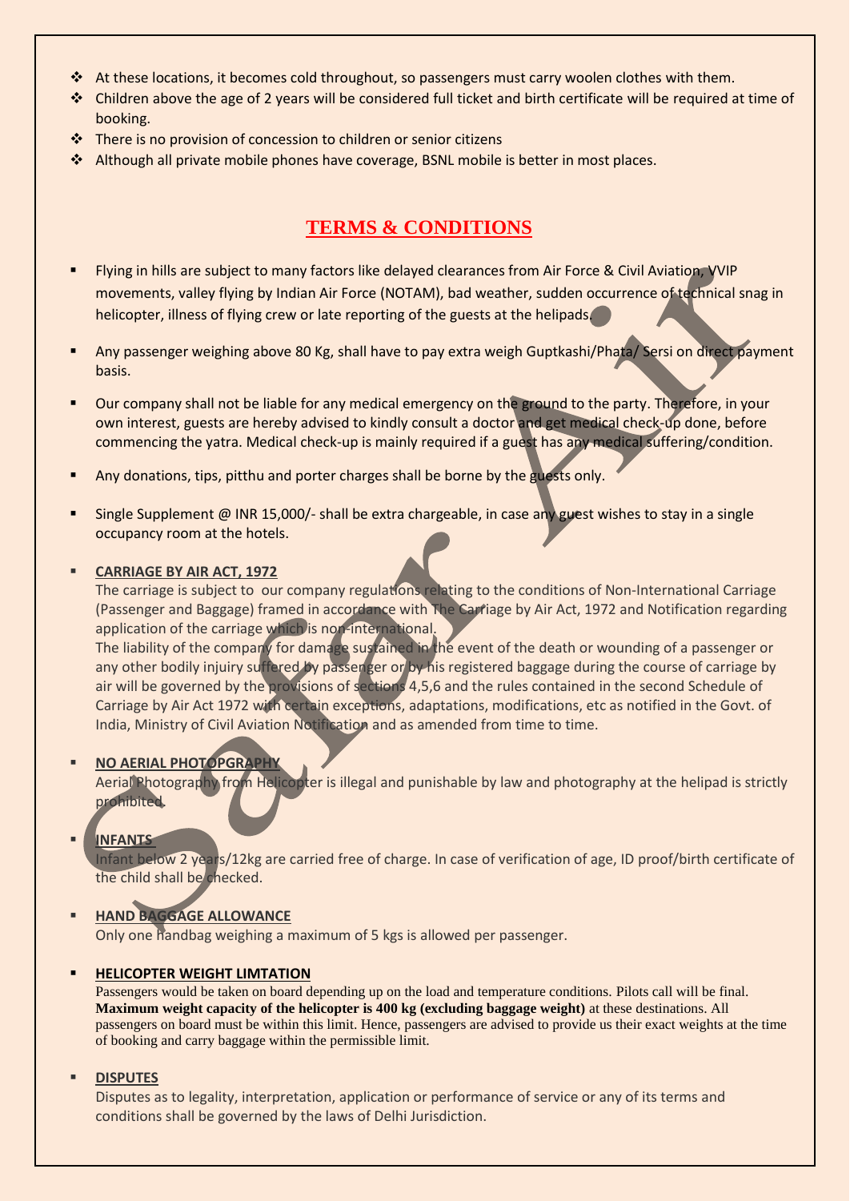- At these locations, it becomes cold throughout, so passengers must carry woolen clothes with them.
- Children above the age of 2 years will be considered full ticket and birth certificate will be required at time of booking.
- There is no provision of concession to children or senior citizens
- Although all private mobile phones have coverage, BSNL mobile is better in most places.

## TERMS & CONDITIONS

- Flying in hills are subject to many factors like delayed clearances from Air Force & Civil Aviation, VVIP movements, valley flying by Indian Air Force (NOTAM), bad weather, sudden occurrence of technical snag in helicopter, illness of flying crew or late reporting of the guests at the helipads.
- Any passenger weighing above 80 Kg, shall have to pay extra weigh Guptkashi/Phata/ Sersi on direct payment basis.
- Our company shall not be liable for any medical emergency on the ground to the party. Therefore, in your own interest, guests are hereby advised to kindly consult a doctor and get medical check-up done, before commencing the yatra. Medical check-up is mainly required if a guest has any medical suffering/condition.
- Any donations, tips, pitthu and porter charges shall be borne by the guests only.
- Single Supplement @ INR 15,000/- shall be extra chargeable, in case any guest wishes to stay in a single occupancy room at the hotels.
- **CARRIAGE BY AIR ACT, 1972**

  The carriage is subject to our company regulations relating to the conditions of Non-International Carriage (Passenger and Baggage) framed in accordance with The Carriage by Air Act, 1972 and Notification regarding application of the carriage which is non-international.

  The liability of the company for damage sustained in the event of the death or wounding of a passenger or any other bodily injury suffered by passenger or by his registered baggage during the course of carriage by air will be governed by the provisions of sections 4,5,6 and the rules contained in the second Schedule of Carriage by Air Act 1972 with certain exceptions, adaptations, modifications, etc as notified in the Govt. of India, Ministry of Civil Aviation Notification and as amended from time to time.
- **NO AERIAL PHOTOPGRAPHY**

  Aerial Photography from Helicopter is illegal and punishable by law and photography at the helipad is strictly prohibited.
- **INFANTS**

  Infant below 2 years/12kg are carried free of charge. In case of verification of age, ID proof/birth certificate of the child shall be checked.
- **HAND BAGGAGE ALLOWANCE**

  Only one handbag weighing a maximum of 5 kgs is allowed per passenger.
- **HELICOPTER WEIGHT LIMTATION**

  Passengers would be taken on board depending up on the load and temperature conditions. Pilots call will be final. **Maximum weight capacity of the helicopter is 400 kg (excluding baggage weight)** at these destinations. All passengers on board must be within this limit. Hence, passengers are advised to provide us their exact weights at the time of booking and carry baggage within the permissible limit.
- **DISPUTES**

  Disputes as to legality, interpretation, application or performance of service or any of its terms and conditions shall be governed by the laws of Delhi Jurisdiction.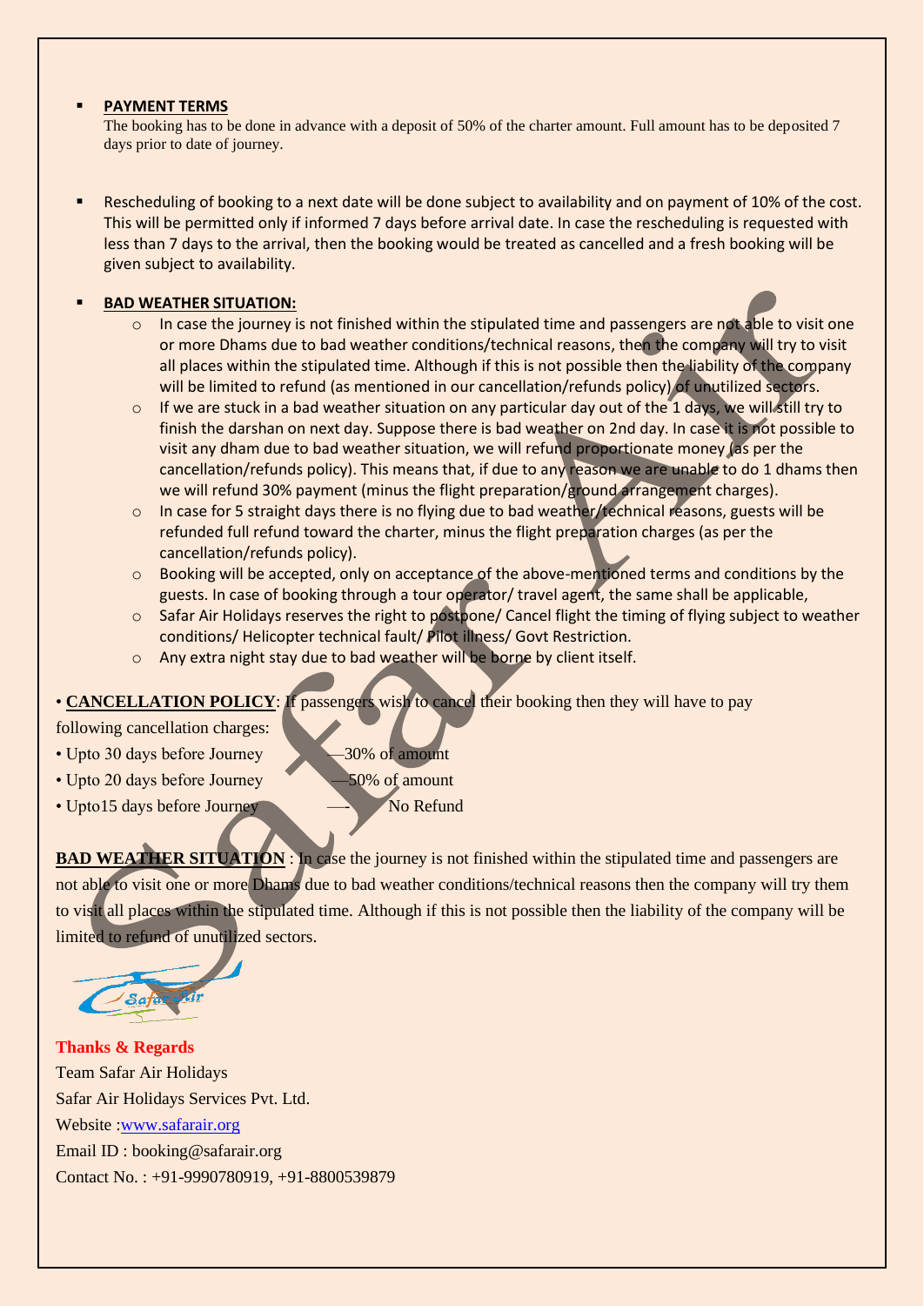- **PAYMENT TERMS**
  The booking has to be done in advance with a deposit of 50% of the charter amount. Full amount has to be deposited 7 days prior to date of journey.

- Rescheduling of booking to a next date will be done subject to availability and on payment of 10% of the cost. This will be permitted only if informed 7 days before arrival date. In case the rescheduling is requested with less than 7 days to the arrival, then the booking would be treated as cancelled and a fresh booking will be given subject to availability.

- **BAD WEATHER SITUATION:**
  - In case the journey is not finished within the stipulated time and passengers are not able to visit one or more Dhams due to bad weather conditions/technical reasons, then the company will try to visit all places within the stipulated time. Although if this is not possible then the liability of the company will be limited to refund (as mentioned in our cancellation/refunds policy) of unutilized sectors.
  - If we are stuck in a bad weather situation on any particular day out of the 1 days, we will still try to finish the darshan on next day. Suppose there is bad weather on 2nd day. In case it is not possible to visit any dham due to bad weather situation, we will refund proportionate money (as per the cancellation/refunds policy). This means that, if due to any reason we are unable to do 1 dhams then we will refund 30% payment (minus the flight preparation/ground arrangement charges).
  - In case for 5 straight days there is no flying due to bad weather/technical reasons, guests will be refunded full refund toward the charter, minus the flight preparation charges (as per the cancellation/refunds policy).
  - Booking will be accepted, only on acceptance of the above-mentioned terms and conditions by the guests. In case of booking through a tour operator/ travel agent, the same shall be applicable,
  - Safar Air Holidays reserves the right to postpone/ Cancel flight the timing of flying subject to weather conditions/ Helicopter technical fault/ Pilot illness/ Govt Restriction.
  - Any extra night stay due to bad weather will be borne by client itself.

• **CANCELLATION POLICY**: If passengers wish to cancel their booking then they will have to pay following cancellation charges:

• Upto 30 days before Journey — 30% of amount
• Upto 20 days before Journey — 50% of amount
• Upto15 days before Journey — No Refund

**BAD WEATHER SITUATION** : In case the journey is not finished within the stipulated time and passengers are not able to visit one or more Dhams due to bad weather conditions/technical reasons then the company will try them to visit all places within the stipulated time. Although if this is not possible then the liability of the company will be limited to refund of unutilized sectors.

**Thanks & Regards**
Team Safar Air Holidays
Safar Air Holidays Services Pvt. Ltd.
Website :www.safarair.org
Email ID : booking@safarair.org
Contact No. : +91-9990780919, +91-8800539879